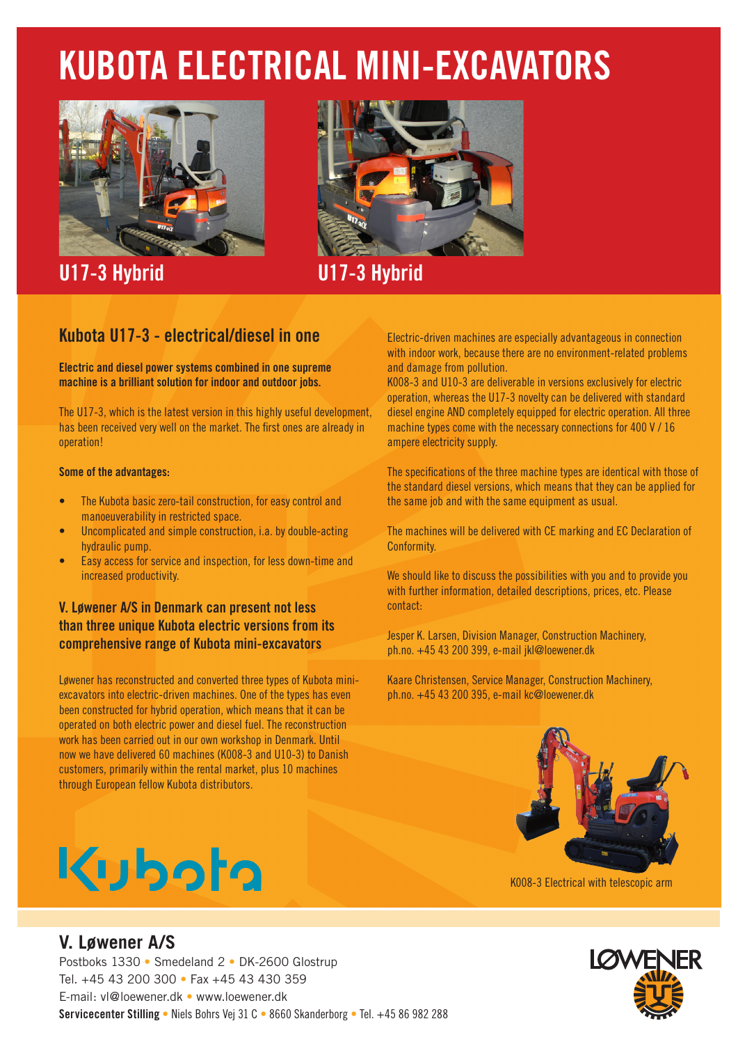# KUBOTA ELECTRICAL MINI-EXCAVATORS

U17-3 Hybrid

U17-3 Hybrid

## Kubota U17-3 - electrical/diesel in one

**Electric and diesel power systems combined in one supreme machine is a brilliant solution for indoor and outdoor jobs.**

The U17-3, which is the latest version in this highly useful development, has been received very well on the market. The first ones are already in operation!

**Some of the advantages:**

- The Kubota basic zero-tail construction, for easy control and manoeuverability in restricted space.
- Uncomplicated and simple construction, i.a. by double-acting hydraulic pump.
- Easy access for service and inspection, for less down-time and increased productivity.

### V. Løwener A/S in Denmark can present not less than three unique Kubota electric versions from its comprehensive range of Kubota mini-excavators

Løwener has reconstructed and converted three types of Kubota mini-excavators into electric-driven machines. One of the types has even been constructed for hybrid operation, which means that it can be operated on both electric power and diesel fuel. The reconstruction work has been carried out in our own workshop in Denmark. Until now we have delivered 60 machines (K008-3 and U10-3) to Danish customers, primarily within the rental market, plus 10 machines through European fellow Kubota distributors.

Electric-driven machines are especially advantageous in connection with indoor work, because there are no environment-related problems and damage from pollution.
K008-3 and U10-3 are deliverable in versions exclusively for electric operation, whereas the U17-3 novelty can be delivered with standard diesel engine AND completely equipped for electric operation. All three machine types come with the necessary connections for 400 V / 16 ampere electricity supply.

The specifications of the three machine types are identical with those of the standard diesel versions, which means that they can be applied for the same job and with the same equipment as usual.

The machines will be delivered with CE marking and EC Declaration of Conformity.

We should like to discuss the possibilities with you and to provide you with further information, detailed descriptions, prices, etc. Please contact:

Jesper K. Larsen, Division Manager, Construction Machinery, ph.no. +45 43 200 399, e-mail jkl@loewener.dk

Kaare Christensen, Service Manager, Construction Machinery, ph.no. +45 43 200 395, e-mail kc@loewener.dk

K008-3 Electrical with telescopic arm

Kubota

## V. Løwener A/S

Postboks 1330 • Smedeland 2 • DK-2600 Glostrup
Tel. +45 43 200 300 • Fax +45 43 430 359
E-mail: vl@loewener.dk • www.loewener.dk
**Servicecenter Stilling** • Niels Bohrs Vej 31 C • 8660 Skanderborg • Tel. +45 86 982 288

LØWENER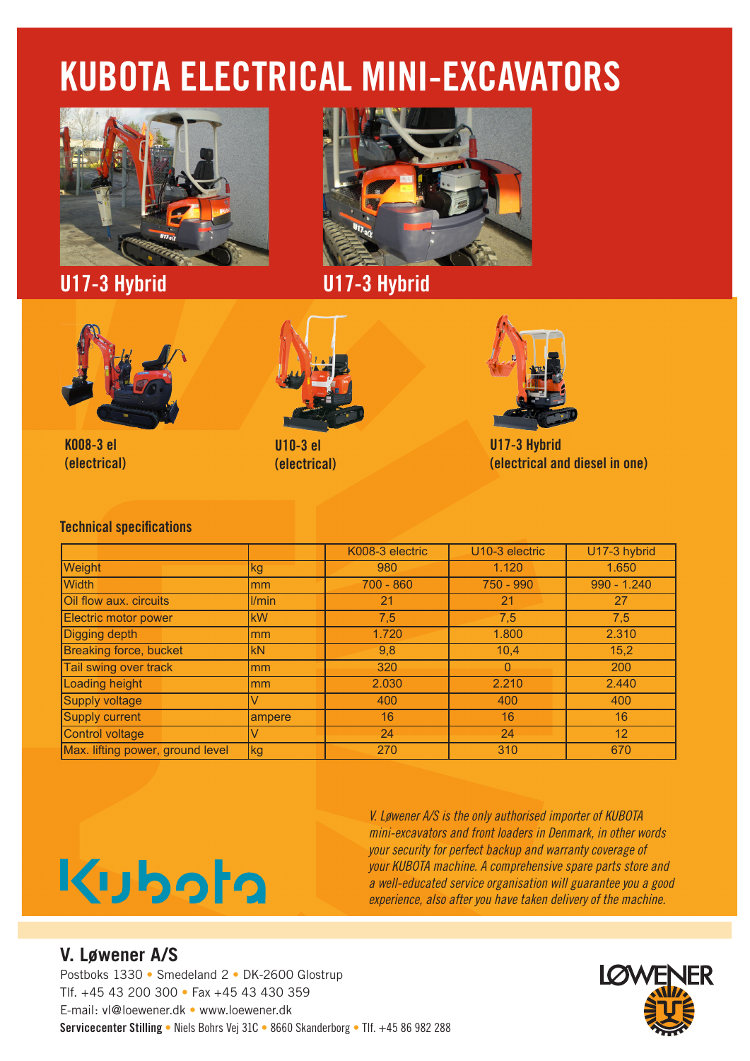# KUBOTA ELECTRICAL MINI-EXCAVATORS

U17-3 Hybrid

U17-3 Hybrid

K008-3 el
(electrical)

U10-3 el
(electrical)

U17-3 Hybrid
(electrical and diesel in one)

### Technical specifications

| | | K008-3 electric | U10-3 electric | U17-3 hybrid |
|---|---|---|---|---|
| Weight | kg | 980 | 1.120 | 1.650 |
| Width | mm | 700 - 860 | 750 - 990 | 990 - 1.240 |
| Oil flow aux. circuits | l/min | 21 | 21 | 27 |
| Electric motor power | kW | 7,5 | 7,5 | 7,5 |
| Digging depth | mm | 1.720 | 1.800 | 2.310 |
| Breaking force, bucket | kN | 9,8 | 10,4 | 15,2 |
| Tail swing over track | mm | 320 | 0 | 200 |
| Loading height | mm | 2.030 | 2.210 | 2.440 |
| Supply voltage | V | 400 | 400 | 400 |
| Supply current | ampere | 16 | 16 | 16 |
| Control voltage | V | 24 | 24 | 12 |
| Max. lifting power, ground level | kg | 270 | 310 | 670 |

Kubota

*V. Løwener A/S is the only authorised importer of KUBOTA mini-excavators and front loaders in Denmark, in other words your security for perfect backup and warranty coverage of your KUBOTA machine. A comprehensive spare parts store and a well-educated service organisation will guarantee you a good experience, also after you have taken delivery of the machine.*

## V. Løwener A/S

Postboks 1330 • Smedeland 2 • DK-2600 Glostrup
Tlf. +45 43 200 300 • Fax +45 43 430 359
E-mail: vl@loewener.dk • www.loewener.dk
**Servicecenter Stilling** • Niels Bohrs Vej 31C • 8660 Skanderborg • Tlf. +45 86 982 288

LØWENER